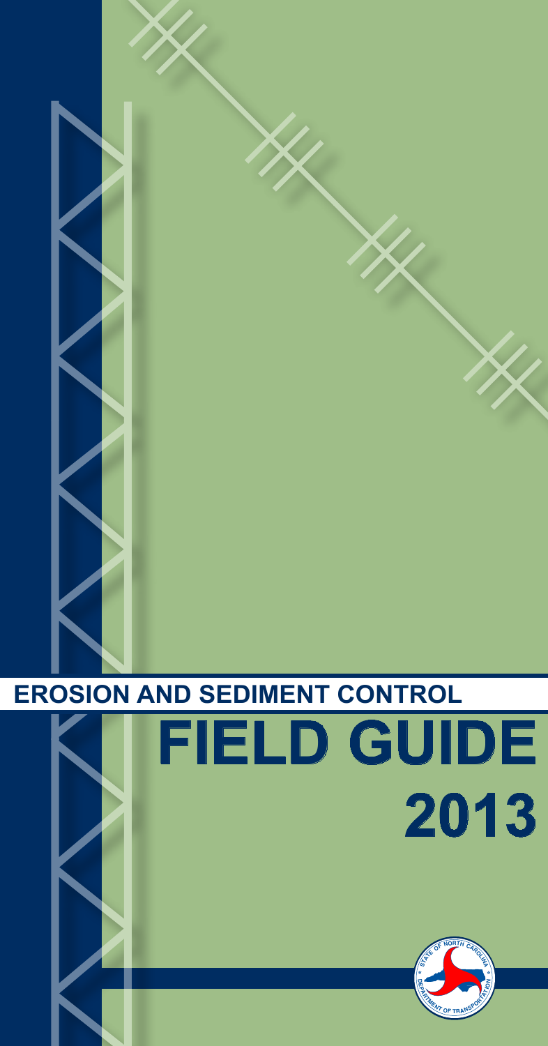# EROSION AND SEDIMENT CONTROL

# FIELD GUIDE

# 2013

STATE OF NORTH CAROLINA DEPARTMENT OF TRANSPORTATION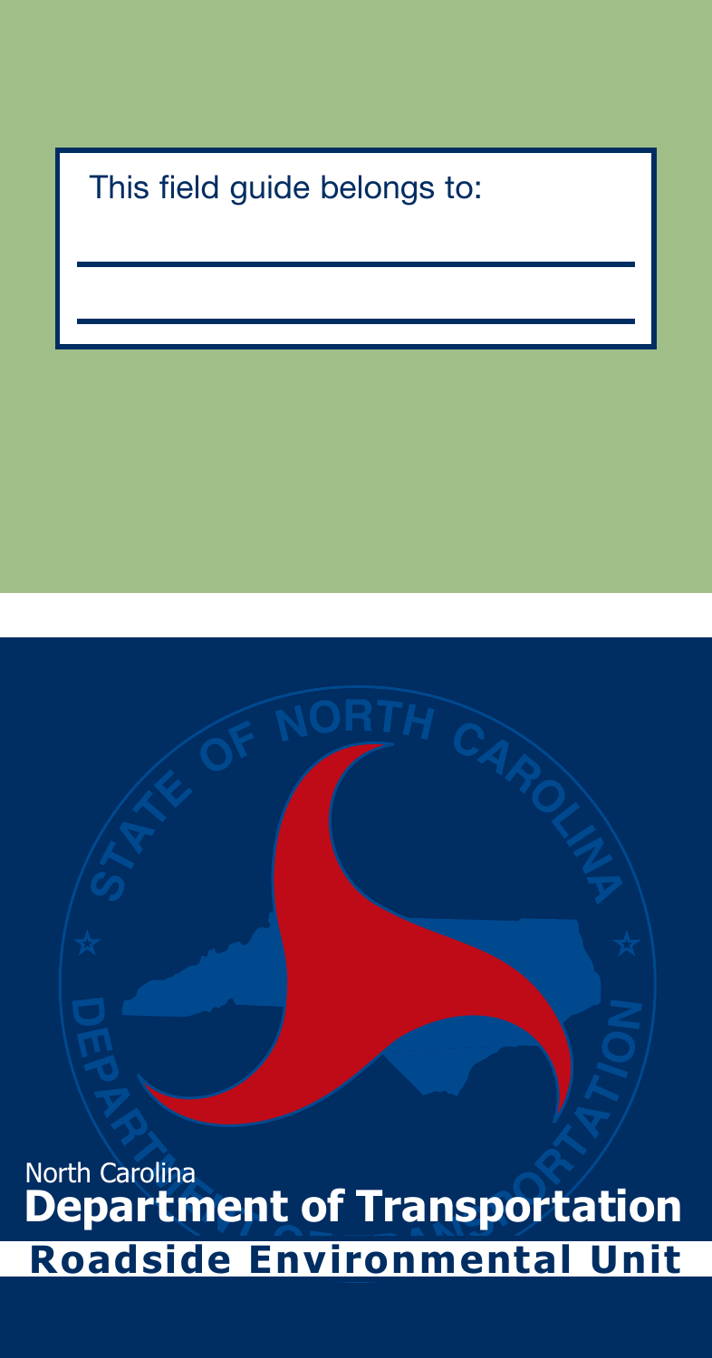This field guide belongs to:

North Carolina
**Department of Transportation**
**Roadside Environmental Unit**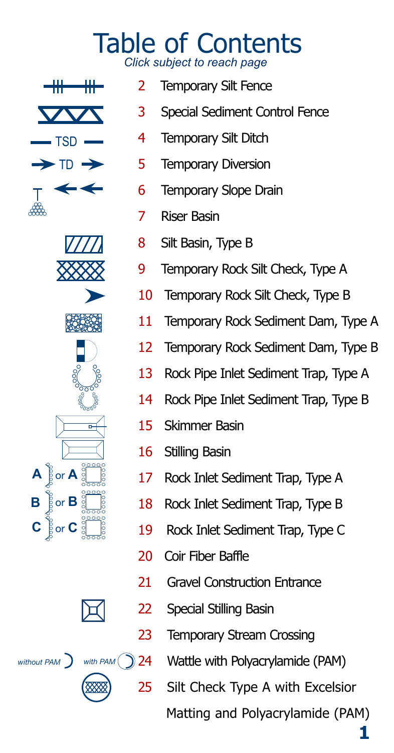# Table of Contents

*Click subject to reach page*

| Page | Subject |
|---|---|
| 2 | Temporary Silt Fence |
| 3 | Special Sediment Control Fence |
| 4 | Temporary Silt Ditch |
| 5 | Temporary Diversion |
| 6 | Temporary Slope Drain |
| 7 | Riser Basin |
| 8 | Silt Basin, Type B |
| 9 | Temporary Rock Silt Check, Type A |
| 10 | Temporary Rock Silt Check, Type B |
| 11 | Temporary Rock Sediment Dam, Type A |
| 12 | Temporary Rock Sediment Dam, Type B |
| 13 | Rock Pipe Inlet Sediment Trap, Type A |
| 14 | Rock Pipe Inlet Sediment Trap, Type B |
| 15 | Skimmer Basin |
| 16 | Stilling Basin |
| 17 | Rock Inlet Sediment Trap, Type A |
| 18 | Rock Inlet Sediment Trap, Type B |
| 19 | Rock Inlet Sediment Trap, Type C |
| 20 | Coir Fiber Baffle |
| 21 | Gravel Construction Entrance |
| 22 | Special Stilling Basin |
| 23 | Temporary Stream Crossing |
| 24 | Wattle with Polyacrylamide (PAM) |
| 25 | Silt Check Type A with Excelsior Matting and Polyacrylamide (PAM) |

TSD

TD

A or A

B or B

C or C

*without PAM* *with PAM*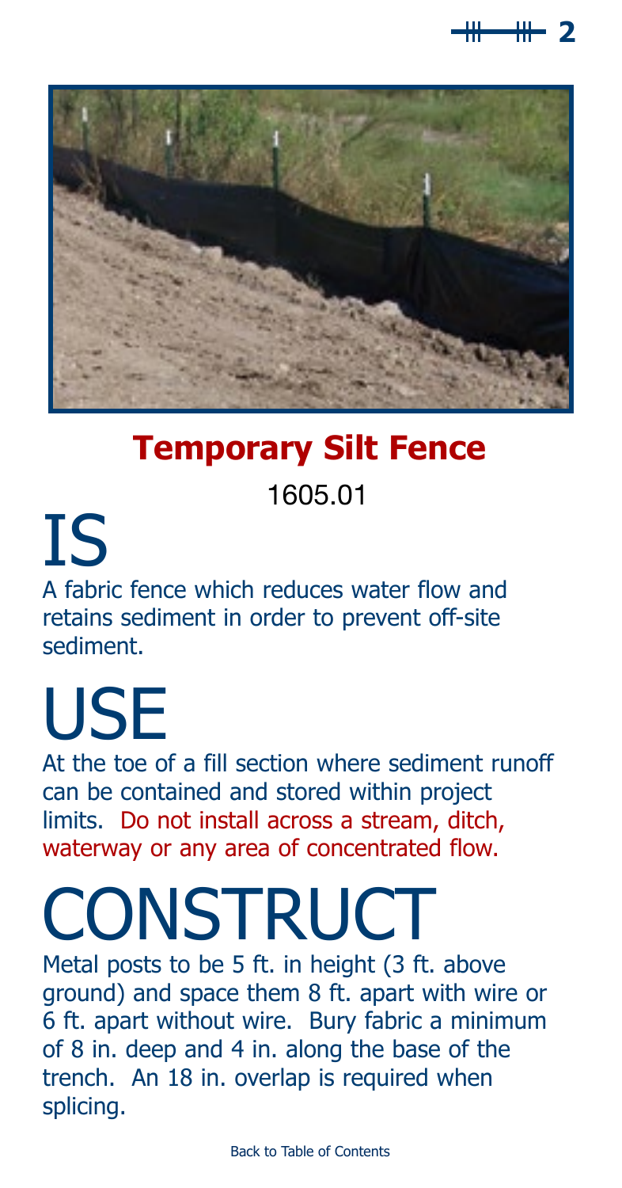# Temporary Silt Fence

1605.01

## IS

A fabric fence which reduces water flow and retains sediment in order to prevent off-site sediment.

## USE

At the toe of a fill section where sediment runoff can be contained and stored within project limits. Do not install across a stream, ditch, waterway or any area of concentrated flow.

## CONSTRUCT

Metal posts to be 5 ft. in height (3 ft. above ground) and space them 8 ft. apart with wire or 6 ft. apart without wire. Bury fabric a minimum of 8 in. deep and 4 in. along the base of the trench. An 18 in. overlap is required when splicing.

Back to Table of Contents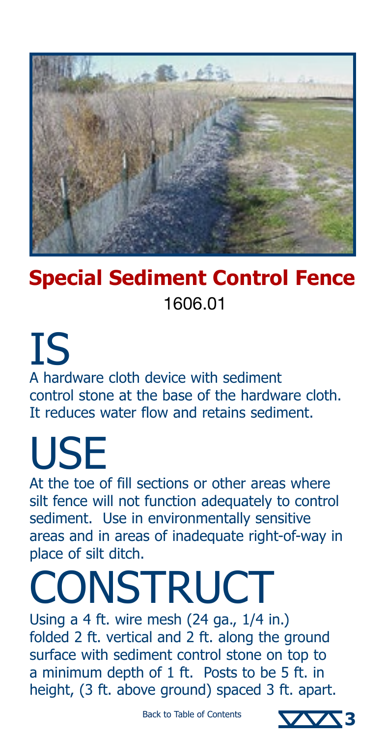# Special Sediment Control Fence

1606.01

## IS

A hardware cloth device with sediment control stone at the base of the hardware cloth. It reduces water flow and retains sediment.

## USE

At the toe of fill sections or other areas where silt fence will not function adequately to control sediment. Use in environmentally sensitive areas and in areas of inadequate right-of-way in place of silt ditch.

## CONSTRUCT

Using a 4 ft. wire mesh (24 ga., 1/4 in.) folded 2 ft. vertical and 2 ft. along the ground surface with sediment control stone on top to a minimum depth of 1 ft. Posts to be 5 ft. in height, (3 ft. above ground) spaced 3 ft. apart.

Back to Table of Contents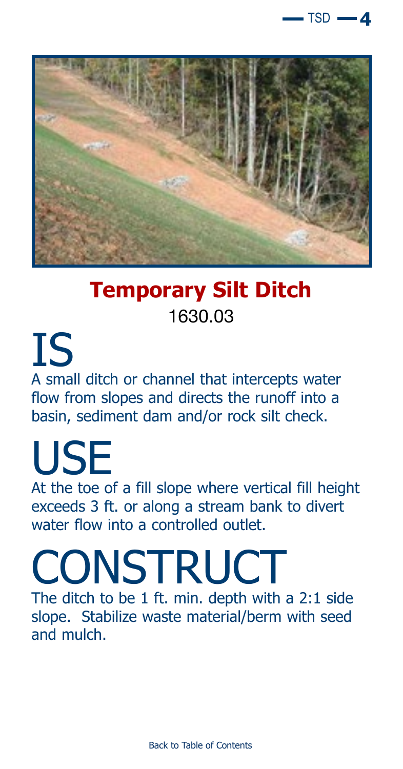## Temporary Silt Ditch

1630.03

# IS

A small ditch or channel that intercepts water flow from slopes and directs the runoff into a basin, sediment dam and/or rock silt check.

# USE

At the toe of a fill slope where vertical fill height exceeds 3 ft. or along a stream bank to divert water flow into a controlled outlet.

# CONSTRUCT

The ditch to be 1 ft. min. depth with a 2:1 side slope. Stabilize waste material/berm with seed and mulch.

Back to Table of Contents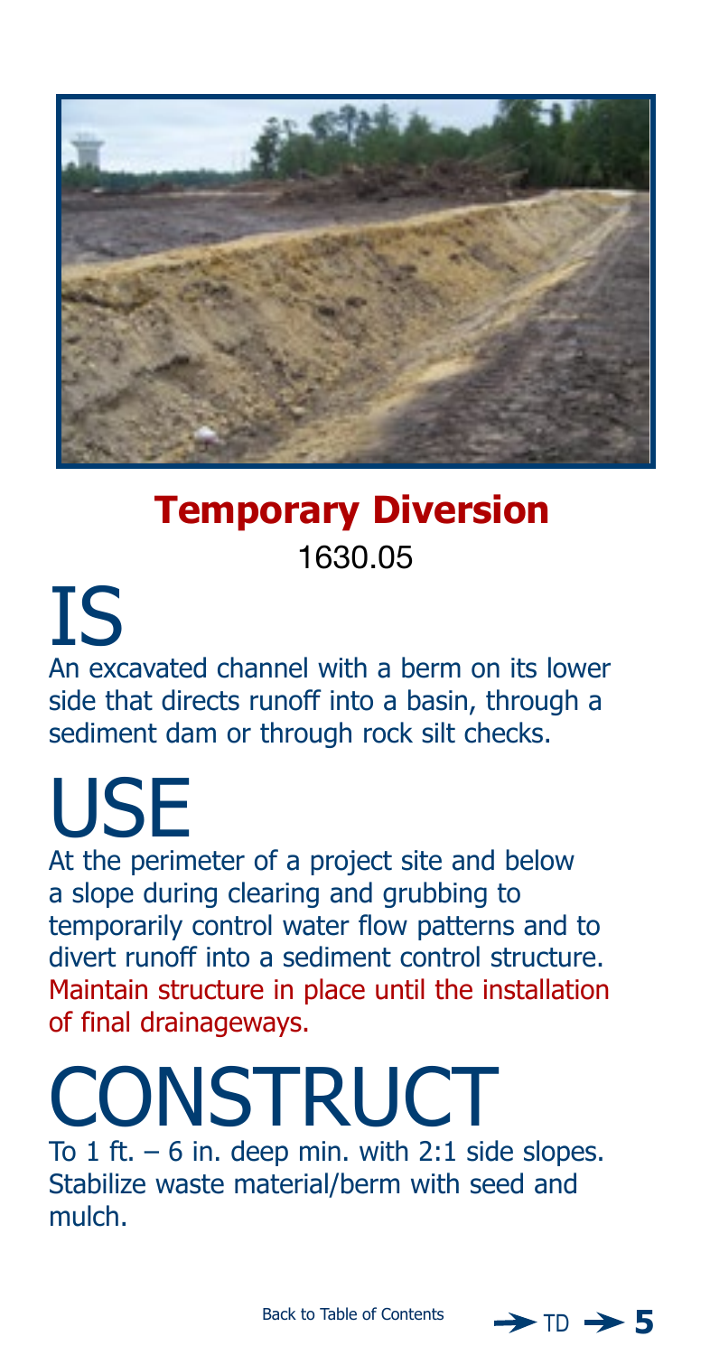## Temporary Diversion

1630.05

# IS

An excavated channel with a berm on its lower side that directs runoff into a basin, through a sediment dam or through rock silt checks.

# USE

At the perimeter of a project site and below a slope during clearing and grubbing to temporarily control water flow patterns and to divert runoff into a sediment control structure. Maintain structure in place until the installation of final drainageways.

# CONSTRUCT

To 1 ft. – 6 in. deep min. with 2:1 side slopes. Stabilize waste material/berm with seed and mulch.

Back to Table of Contents → TD → 5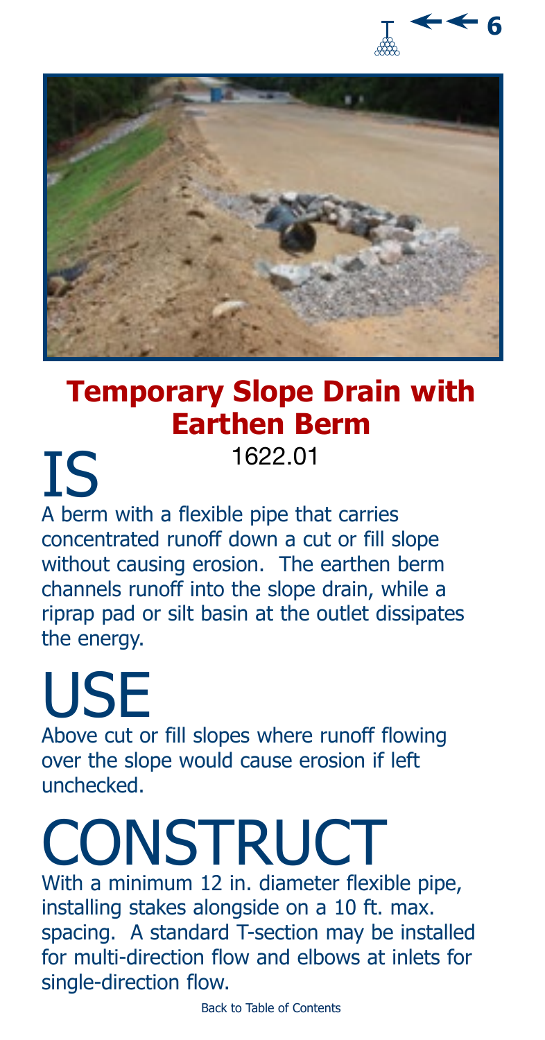# Temporary Slope Drain with Earthen Berm

1622.01

## IS

A berm with a flexible pipe that carries concentrated runoff down a cut or fill slope without causing erosion. The earthen berm channels runoff into the slope drain, while a riprap pad or silt basin at the outlet dissipates the energy.

## USE

Above cut or fill slopes where runoff flowing over the slope would cause erosion if left unchecked.

## CONSTRUCT

With a minimum 12 in. diameter flexible pipe, installing stakes alongside on a 10 ft. max. spacing. A standard T-section may be installed for multi-direction flow and elbows at inlets for single-direction flow.

Back to Table of Contents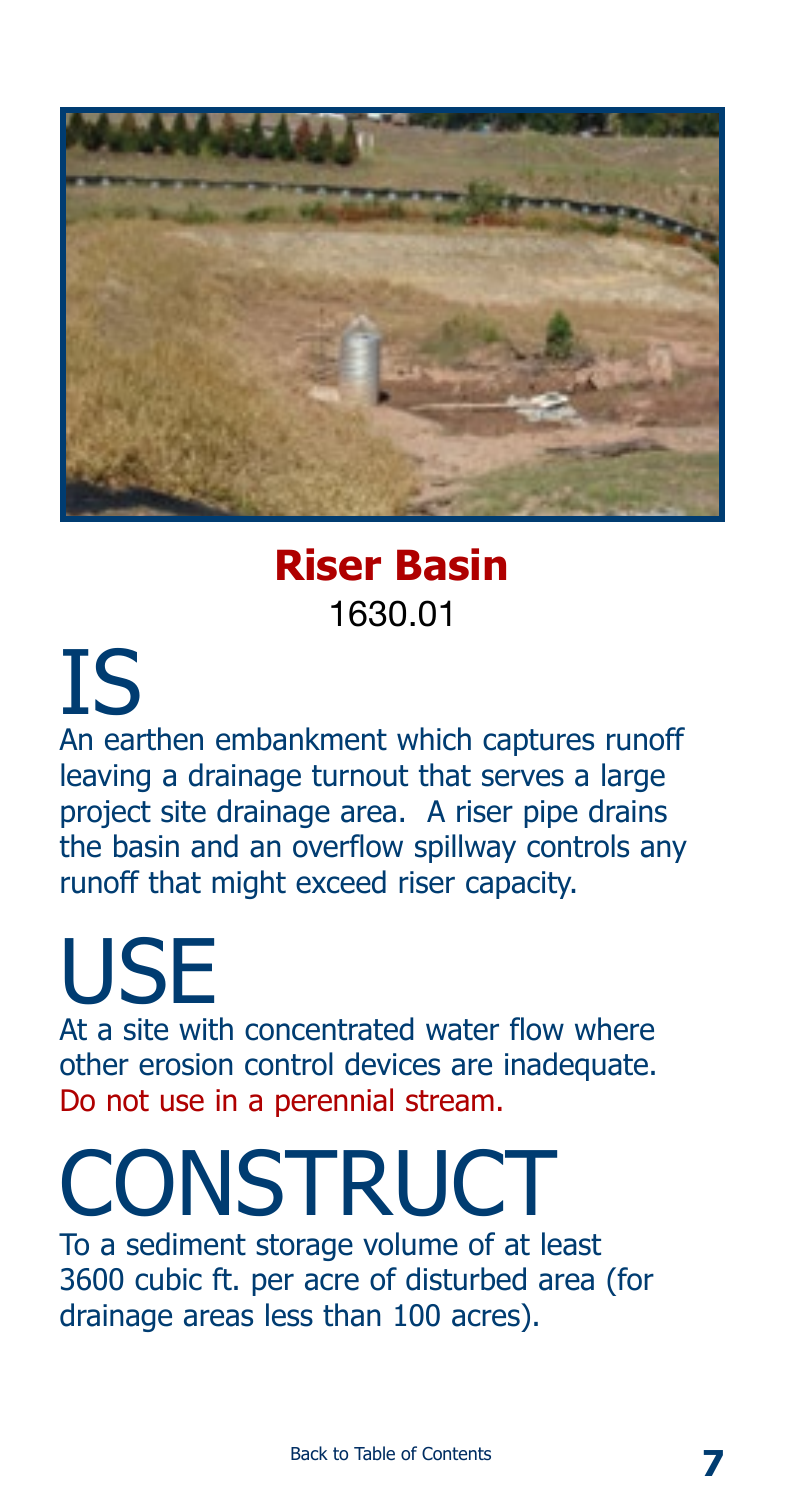## Riser Basin

1630.01

# IS

An earthen embankment which captures runoff leaving a drainage turnout that serves a large project site drainage area. A riser pipe drains the basin and an overflow spillway controls any runoff that might exceed riser capacity.

# USE

At a site with concentrated water flow where other erosion control devices are inadequate. Do not use in a perennial stream.

# CONSTRUCT

To a sediment storage volume of at least 3600 cubic ft. per acre of disturbed area (for drainage areas less than 100 acres).

Back to Table of Contents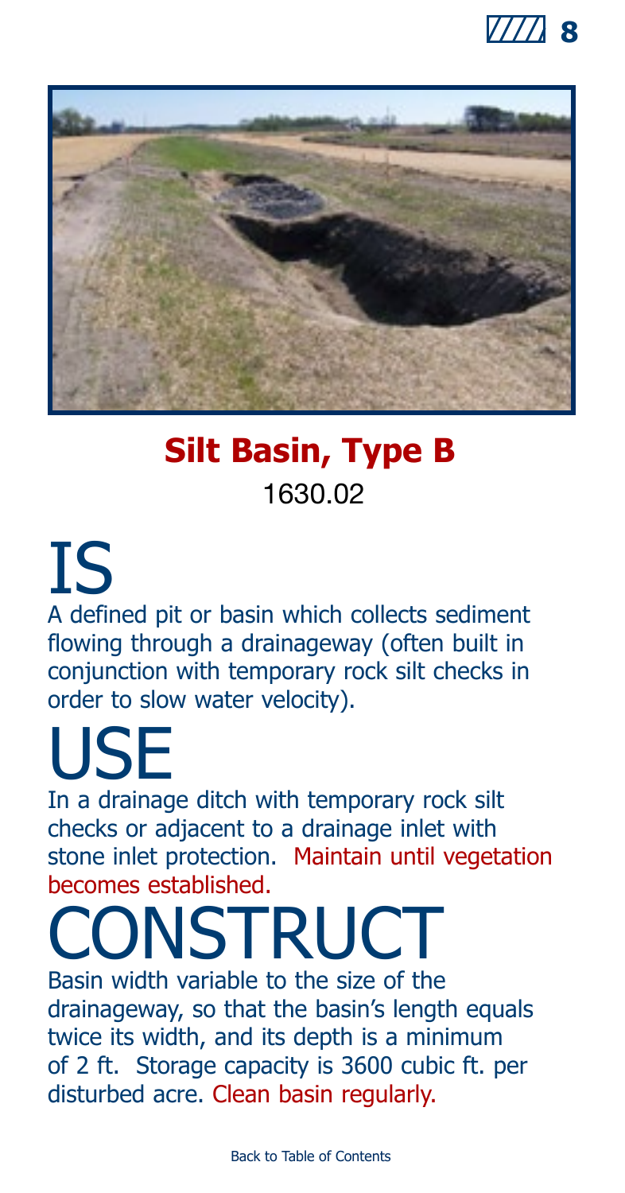## Silt Basin, Type B

1630.02

# IS

A defined pit or basin which collects sediment flowing through a drainageway (often built in conjunction with temporary rock silt checks in order to slow water velocity).

# USE

In a drainage ditch with temporary rock silt checks or adjacent to a drainage inlet with stone inlet protection. Maintain until vegetation becomes established.

# CONSTRUCT

Basin width variable to the size of the drainageway, so that the basin's length equals twice its width, and its depth is a minimum of 2 ft. Storage capacity is 3600 cubic ft. per disturbed acre. Clean basin regularly.

Back to Table of Contents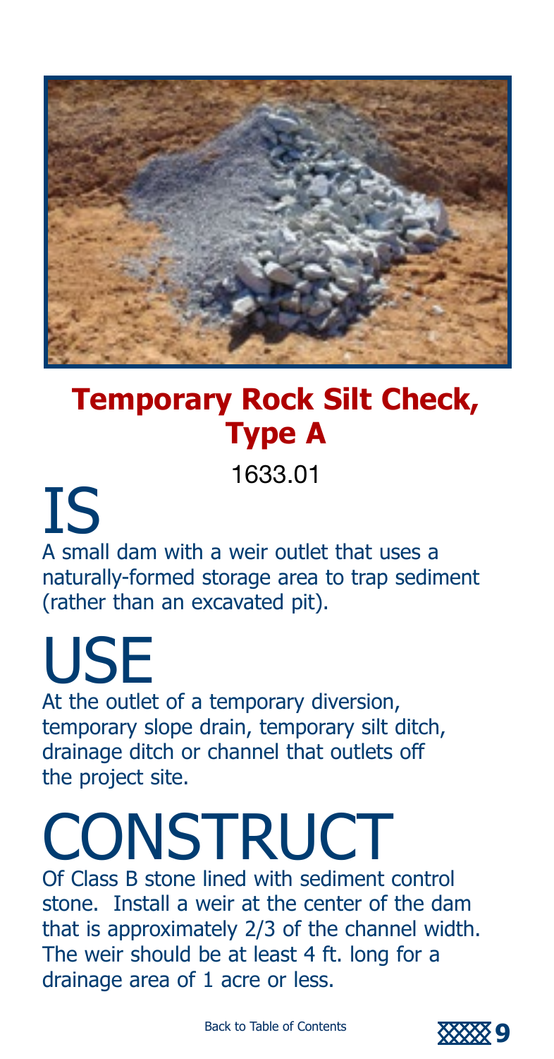## Temporary Rock Silt Check, Type A

1633.01

# IS

A small dam with a weir outlet that uses a naturally-formed storage area to trap sediment (rather than an excavated pit).

# USE

At the outlet of a temporary diversion, temporary slope drain, temporary silt ditch, drainage ditch or channel that outlets off the project site.

# CONSTRUCT

Of Class B stone lined with sediment control stone. Install a weir at the center of the dam that is approximately 2/3 of the channel width. The weir should be at least 4 ft. long for a drainage area of 1 acre or less.

Back to Table of Contents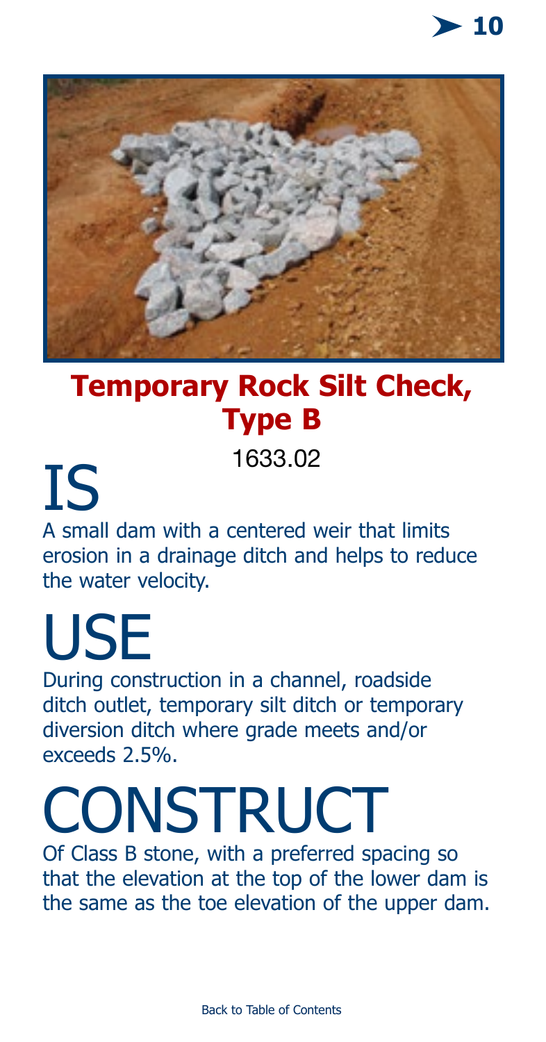# Temporary Rock Silt Check, Type B

1633.02

## IS

A small dam with a centered weir that limits erosion in a drainage ditch and helps to reduce the water velocity.

## USE

During construction in a channel, roadside ditch outlet, temporary silt ditch or temporary diversion ditch where grade meets and/or exceeds 2.5%.

## CONSTRUCT

Of Class B stone, with a preferred spacing so that the elevation at the top of the lower dam is the same as the toe elevation of the upper dam.

Back to Table of Contents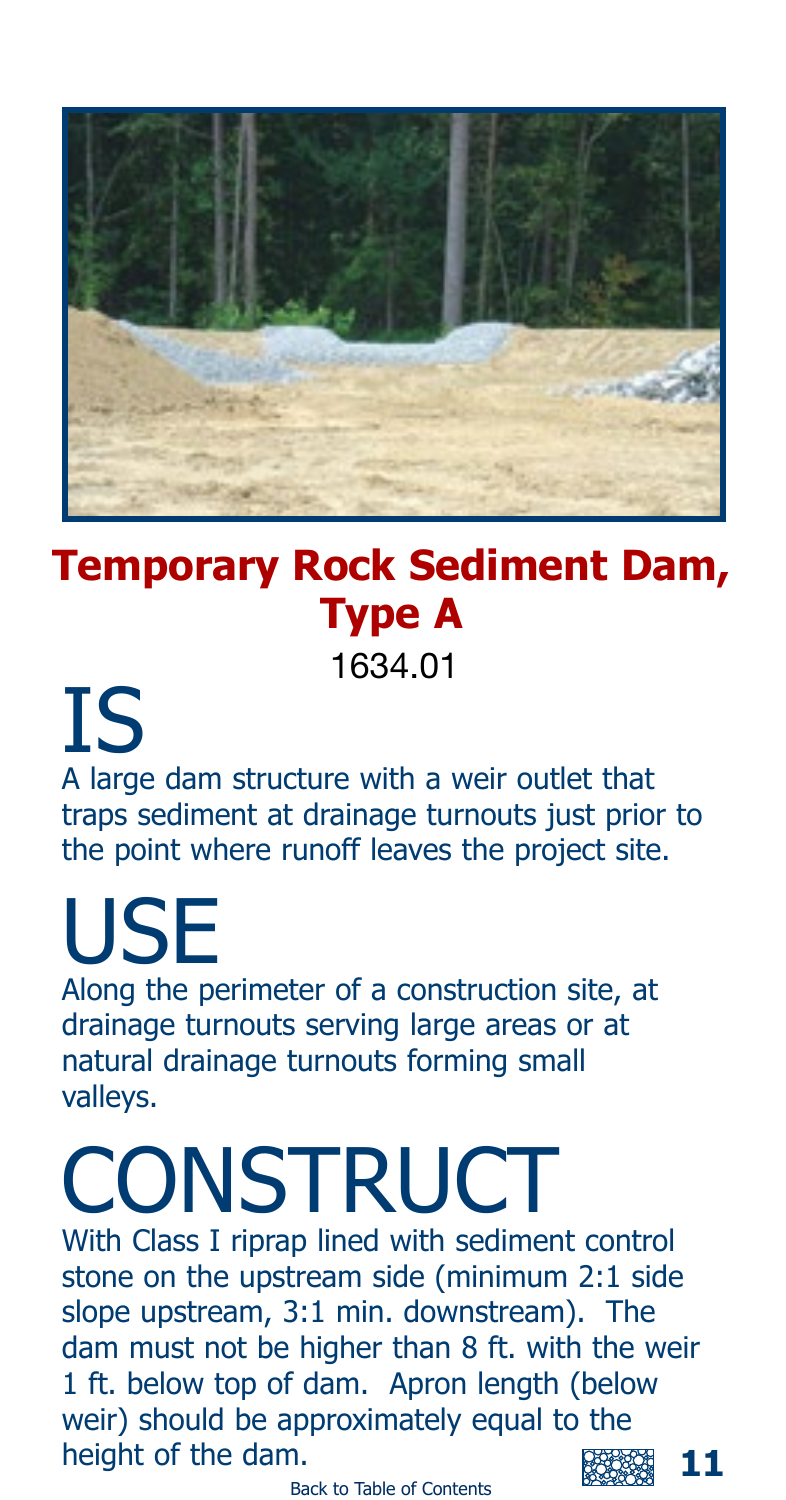# Temporary Rock Sediment Dam, Type A

1634.01

## IS

A large dam structure with a weir outlet that traps sediment at drainage turnouts just prior to the point where runoff leaves the project site.

## USE

Along the perimeter of a construction site, at drainage turnouts serving large areas or at natural drainage turnouts forming small valleys.

## CONSTRUCT

With Class I riprap lined with sediment control stone on the upstream side (minimum 2:1 side slope upstream, 3:1 min. downstream). The dam must not be higher than 8 ft. with the weir 1 ft. below top of dam. Apron length (below weir) should be approximately equal to the height of the dam.

Back to Table of Contents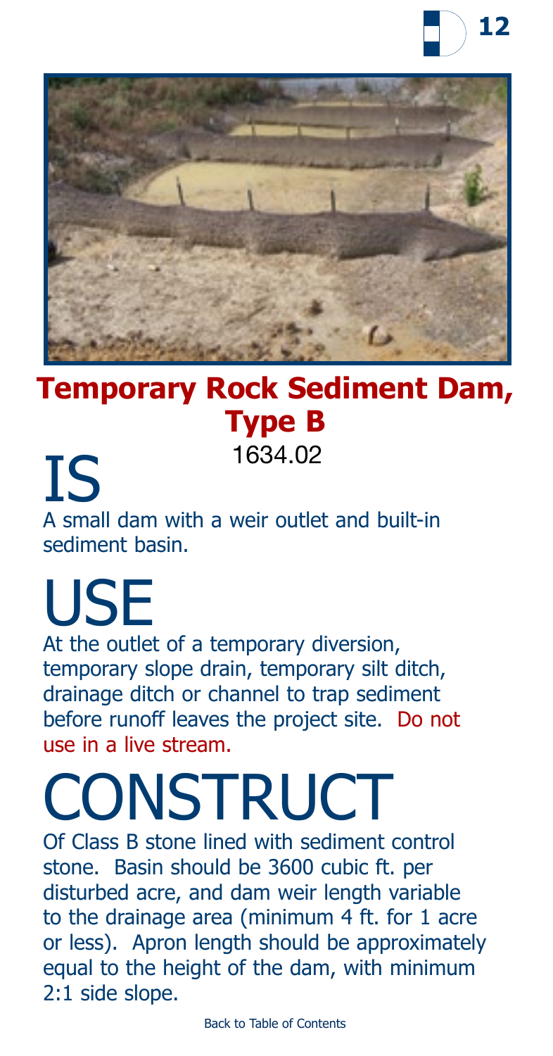# Temporary Rock Sediment Dam, Type B

1634.02

## IS

A small dam with a weir outlet and built-in sediment basin.

## USE

At the outlet of a temporary diversion, temporary slope drain, temporary silt ditch, drainage ditch or channel to trap sediment before runoff leaves the project site. Do not use in a live stream.

## CONSTRUCT

Of Class B stone lined with sediment control stone. Basin should be 3600 cubic ft. per disturbed acre, and dam weir length variable to the drainage area (minimum 4 ft. for 1 acre or less). Apron length should be approximately equal to the height of the dam, with minimum 2:1 side slope.

Back to Table of Contents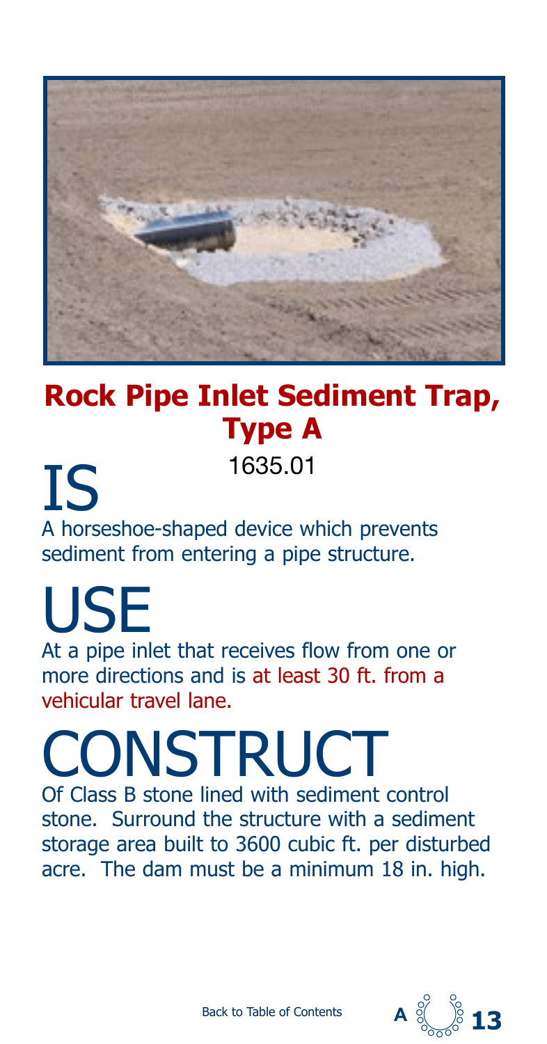# Rock Pipe Inlet Sediment Trap, Type A

1635.01

## IS

A horseshoe-shaped device which prevents sediment from entering a pipe structure.

## USE

At a pipe inlet that receives flow from one or more directions and is at least 30 ft. from a vehicular travel lane.

## CONSTRUCT

Of Class B stone lined with sediment control stone. Surround the structure with a sediment storage area built to 3600 cubic ft. per disturbed acre. The dam must be a minimum 18 in. high.

Back to Table of Contents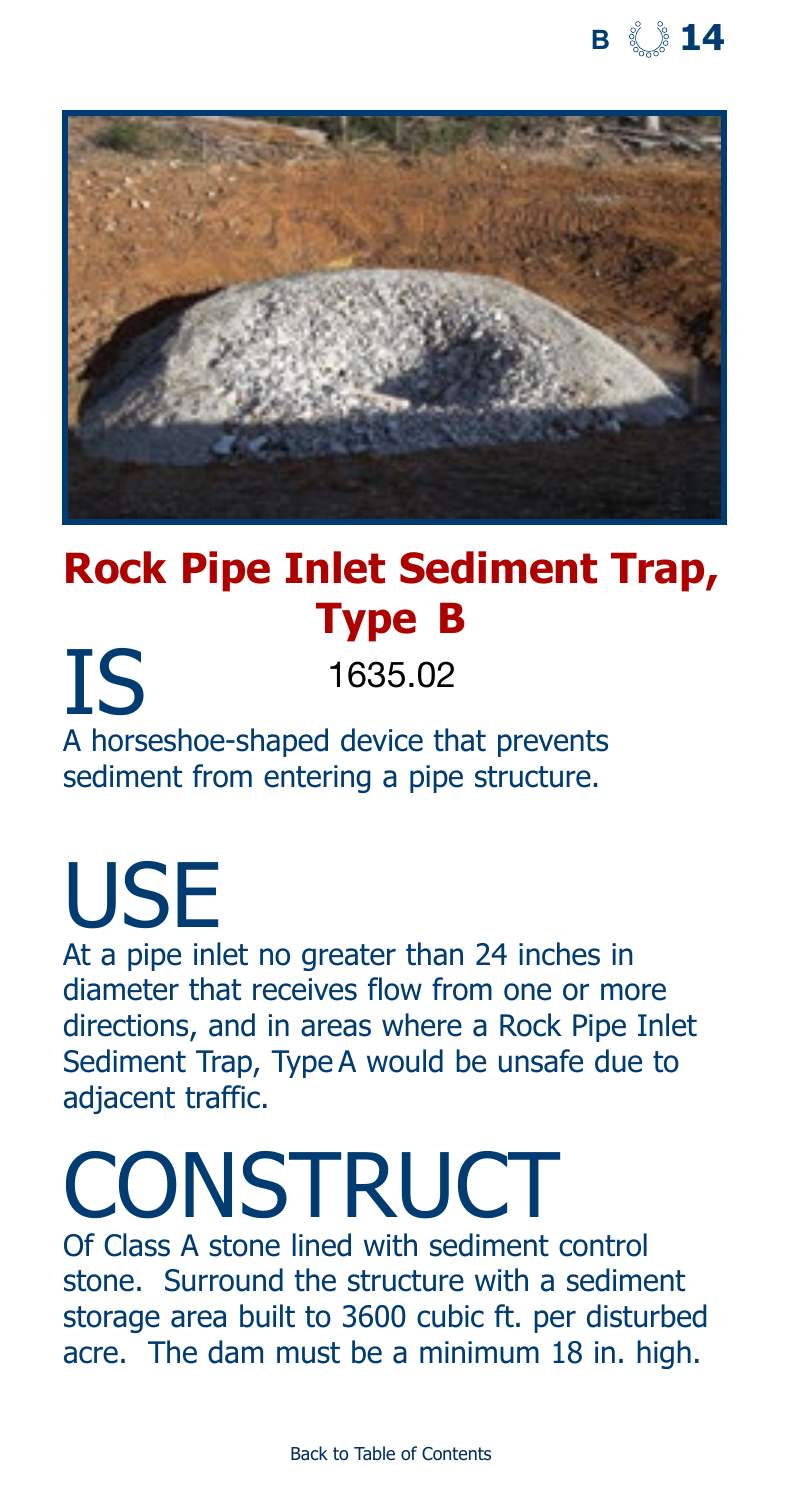# Rock Pipe Inlet Sediment Trap, Type B

1635.02

## IS

A horseshoe-shaped device that prevents sediment from entering a pipe structure.

## USE

At a pipe inlet no greater than 24 inches in diameter that receives flow from one or more directions, and in areas where a Rock Pipe Inlet Sediment Trap, Type A would be unsafe due to adjacent traffic.

## CONSTRUCT

Of Class A stone lined with sediment control stone. Surround the structure with a sediment storage area built to 3600 cubic ft. per disturbed acre. The dam must be a minimum 18 in. high.

Back to Table of Contents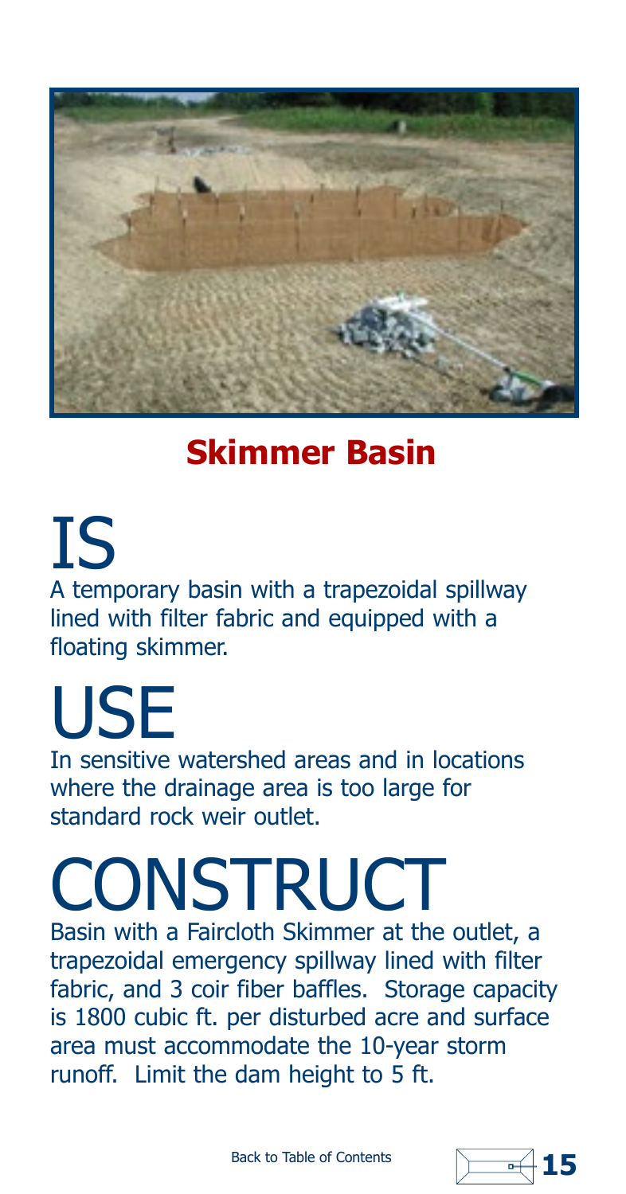## Skimmer Basin

# IS

A temporary basin with a trapezoidal spillway lined with filter fabric and equipped with a floating skimmer.

# USE

In sensitive watershed areas and in locations where the drainage area is too large for standard rock weir outlet.

# CONSTRUCT

Basin with a Faircloth Skimmer at the outlet, a trapezoidal emergency spillway lined with filter fabric, and 3 coir fiber baffles. Storage capacity is 1800 cubic ft. per disturbed acre and surface area must accommodate the 10-year storm runoff. Limit the dam height to 5 ft.

Back to Table of Contents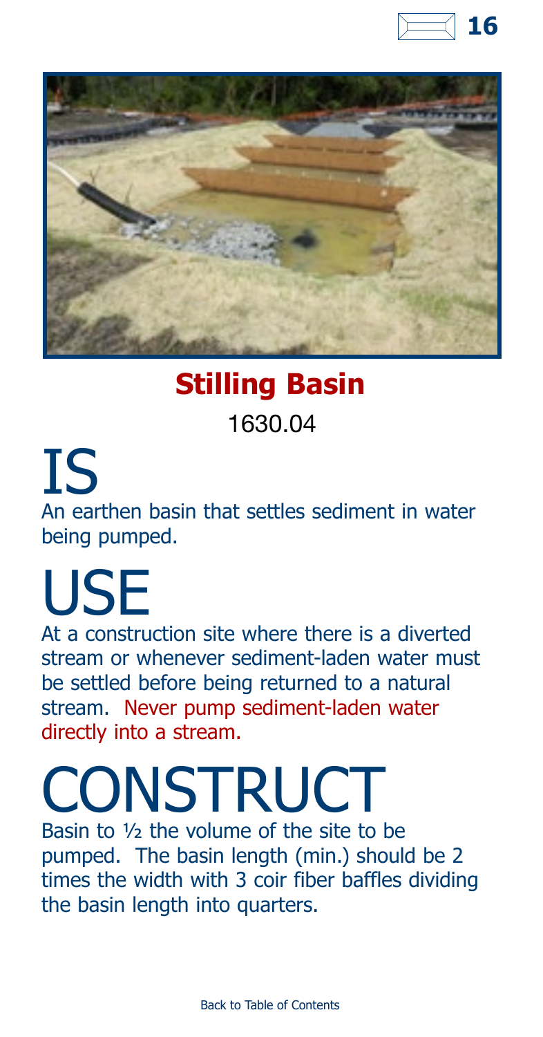## Stilling Basin

1630.04

# IS

An earthen basin that settles sediment in water being pumped.

# USE

At a construction site where there is a diverted stream or whenever sediment-laden water must be settled before being returned to a natural stream. Never pump sediment-laden water directly into a stream.

# CONSTRUCT

Basin to ½ the volume of the site to be pumped. The basin length (min.) should be 2 times the width with 3 coir fiber baffles dividing the basin length into quarters.

Back to Table of Contents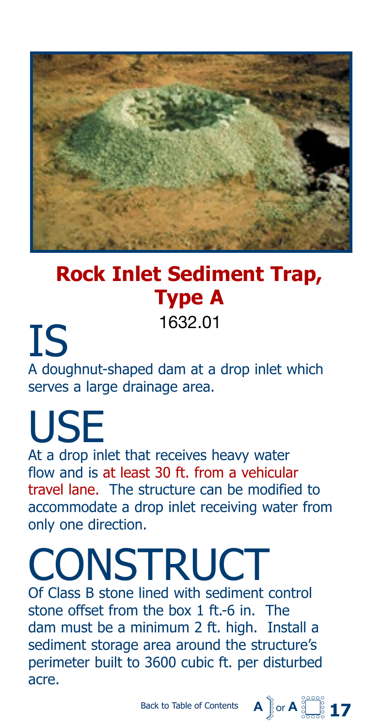# Rock Inlet Sediment Trap, Type A

1632.01

## IS

A doughnut-shaped dam at a drop inlet which serves a large drainage area.

## USE

At a drop inlet that receives heavy water flow and is at least 30 ft. from a vehicular travel lane. The structure can be modified to accommodate a drop inlet receiving water from only one direction.

## CONSTRUCT

Of Class B stone lined with sediment control stone offset from the box 1 ft.-6 in. The dam must be a minimum 2 ft. high. Install a sediment storage area around the structure's perimeter built to 3600 cubic ft. per disturbed acre.

Back to Table of Contents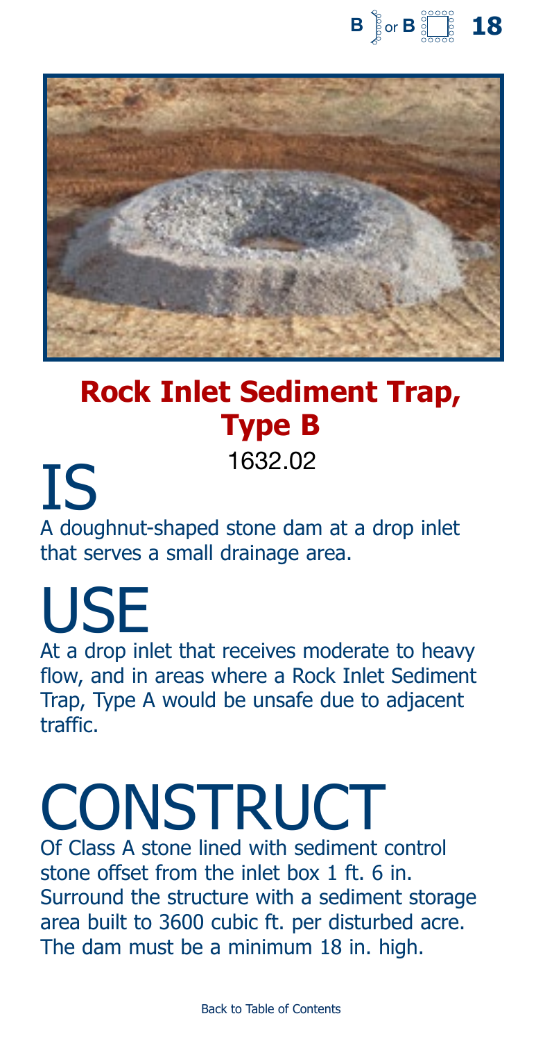# Rock Inlet Sediment Trap, Type B

1632.02

## IS

A doughnut-shaped stone dam at a drop inlet that serves a small drainage area.

## USE

At a drop inlet that receives moderate to heavy flow, and in areas where a Rock Inlet Sediment Trap, Type A would be unsafe due to adjacent traffic.

## CONSTRUCT

Of Class A stone lined with sediment control stone offset from the inlet box 1 ft. 6 in. Surround the structure with a sediment storage area built to 3600 cubic ft. per disturbed acre. The dam must be a minimum 18 in. high.

Back to Table of Contents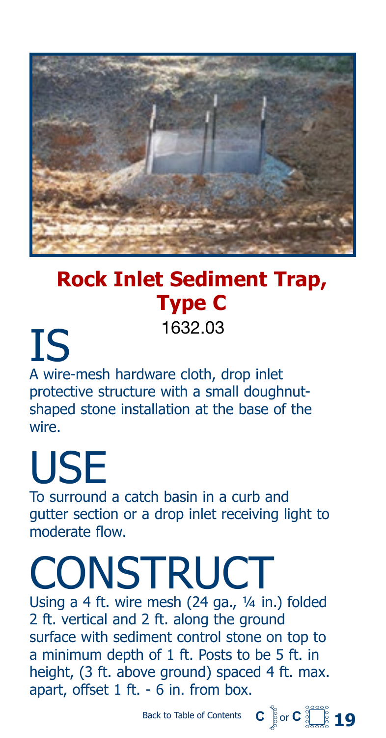# Rock Inlet Sediment Trap, Type C

1632.03

## IS

A wire-mesh hardware cloth, drop inlet protective structure with a small doughnut-shaped stone installation at the base of the wire.

## USE

To surround a catch basin in a curb and gutter section or a drop inlet receiving light to moderate flow.

## CONSTRUCT

Using a 4 ft. wire mesh (24 ga., ¼ in.) folded 2 ft. vertical and 2 ft. along the ground surface with sediment control stone on top to a minimum depth of 1 ft. Posts to be 5 ft. in height, (3 ft. above ground) spaced 4 ft. max. apart, offset 1 ft. - 6 in. from box.

Back to Table of Contents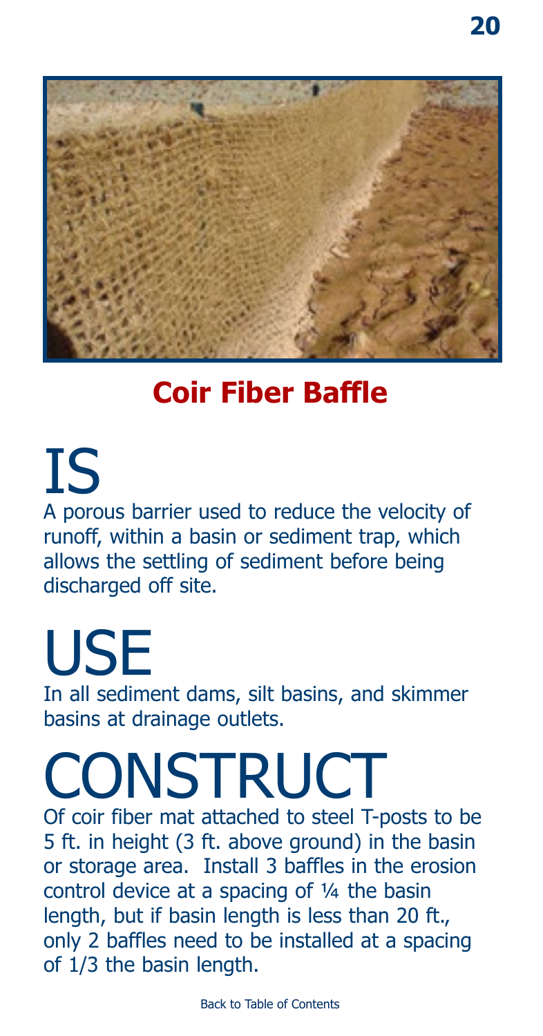## Coir Fiber Baffle

# IS

A porous barrier used to reduce the velocity of runoff, within a basin or sediment trap, which allows the settling of sediment before being discharged off site.

# USE

In all sediment dams, silt basins, and skimmer basins at drainage outlets.

# CONSTRUCT

Of coir fiber mat attached to steel T-posts to be 5 ft. in height (3 ft. above ground) in the basin or storage area. Install 3 baffles in the erosion control device at a spacing of ¼ the basin length, but if basin length is less than 20 ft., only 2 baffles need to be installed at a spacing of 1/3 the basin length.

Back to Table of Contents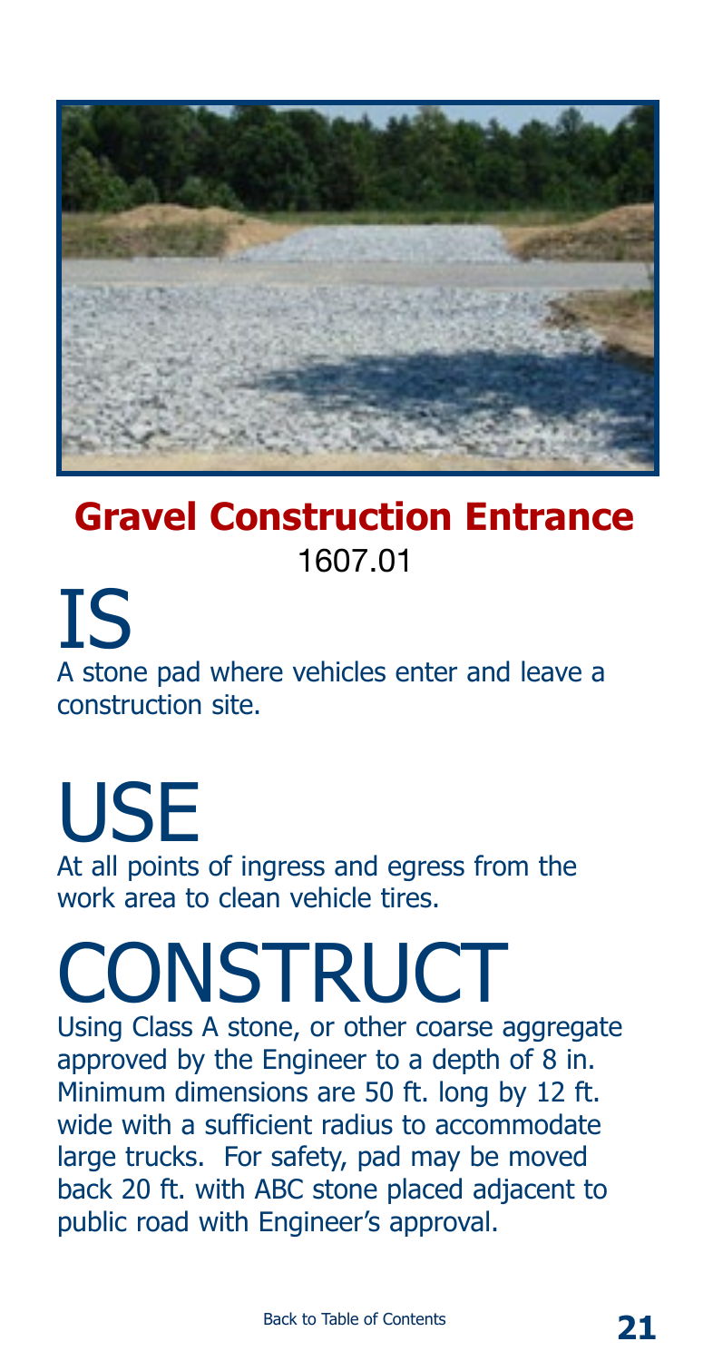## Gravel Construction Entrance

1607.01

# IS

A stone pad where vehicles enter and leave a construction site.

# USE

At all points of ingress and egress from the work area to clean vehicle tires.

# CONSTRUCT

Using Class A stone, or other coarse aggregate approved by the Engineer to a depth of 8 in. Minimum dimensions are 50 ft. long by 12 ft. wide with a sufficient radius to accommodate large trucks. For safety, pad may be moved back 20 ft. with ABC stone placed adjacent to public road with Engineer's approval.

Back to Table of Contents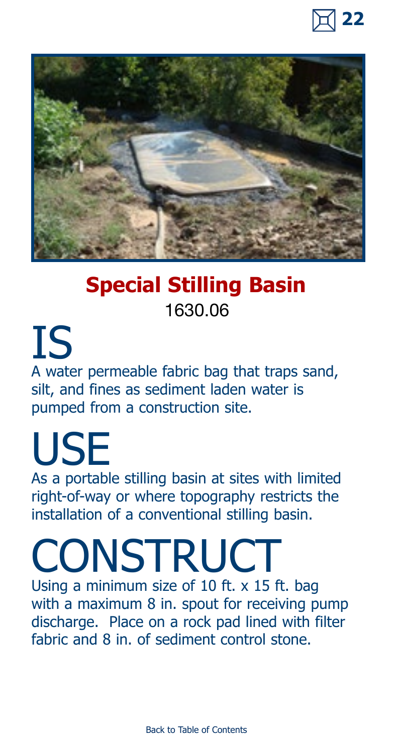## Special Stilling Basin

1630.06

# IS

A water permeable fabric bag that traps sand, silt, and fines as sediment laden water is pumped from a construction site.

# USE

As a portable stilling basin at sites with limited right-of-way or where topography restricts the installation of a conventional stilling basin.

# CONSTRUCT

Using a minimum size of 10 ft. x 15 ft. bag with a maximum 8 in. spout for receiving pump discharge. Place on a rock pad lined with filter fabric and 8 in. of sediment control stone.

Back to Table of Contents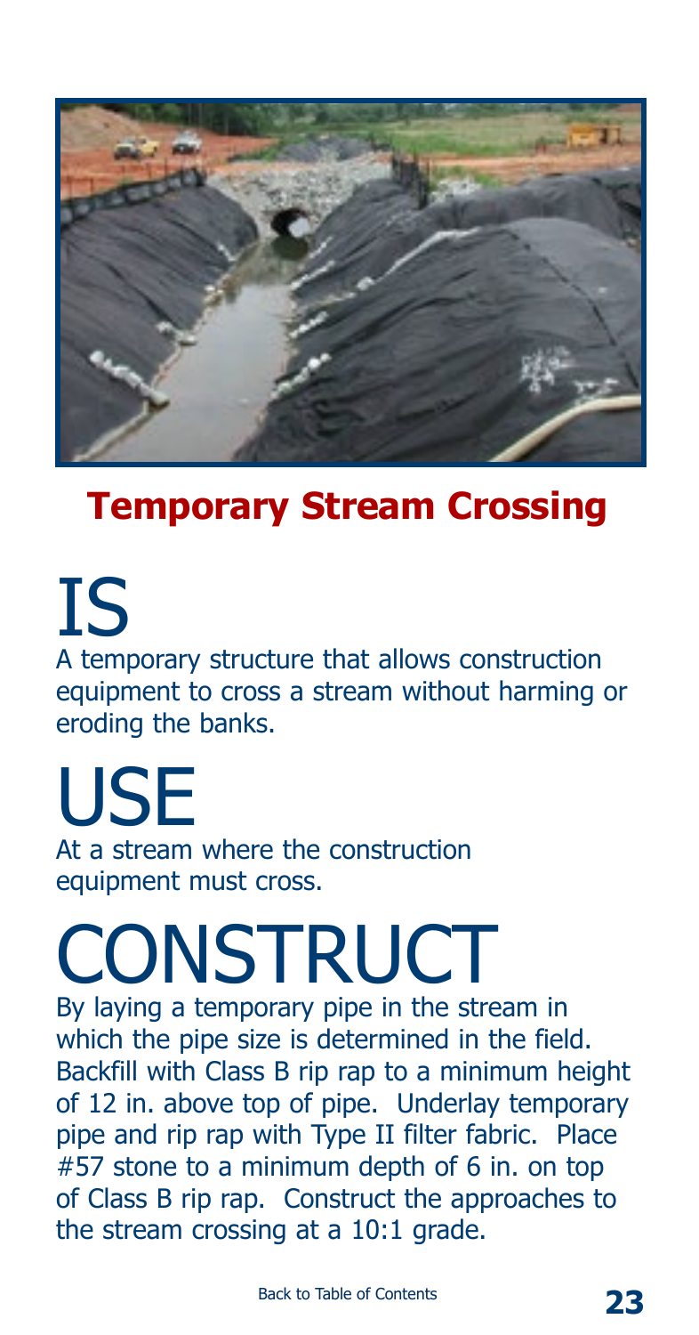## Temporary Stream Crossing

# IS

A temporary structure that allows construction equipment to cross a stream without harming or eroding the banks.

# USE

At a stream where the construction equipment must cross.

# CONSTRUCT

By laying a temporary pipe in the stream in which the pipe size is determined in the field. Backfill with Class B rip rap to a minimum height of 12 in. above top of pipe. Underlay temporary pipe and rip rap with Type II filter fabric. Place #57 stone to a minimum depth of 6 in. on top of Class B rip rap. Construct the approaches to the stream crossing at a 10:1 grade.

Back to Table of Contents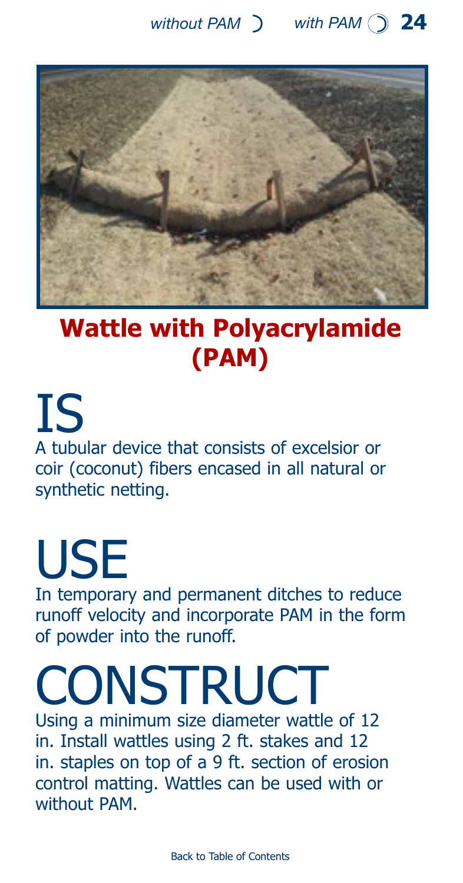without PAM ◗ with PAM ◖

## Wattle with Polyacrylamide (PAM)

# IS

A tubular device that consists of excelsior or coir (coconut) fibers encased in all natural or synthetic netting.

# USE

In temporary and permanent ditches to reduce runoff velocity and incorporate PAM in the form of powder into the runoff.

# CONSTRUCT

Using a minimum size diameter wattle of 12 in. Install wattles using 2 ft. stakes and 12 in. staples on top of a 9 ft. section of erosion control matting. Wattles can be used with or without PAM.

Back to Table of Contents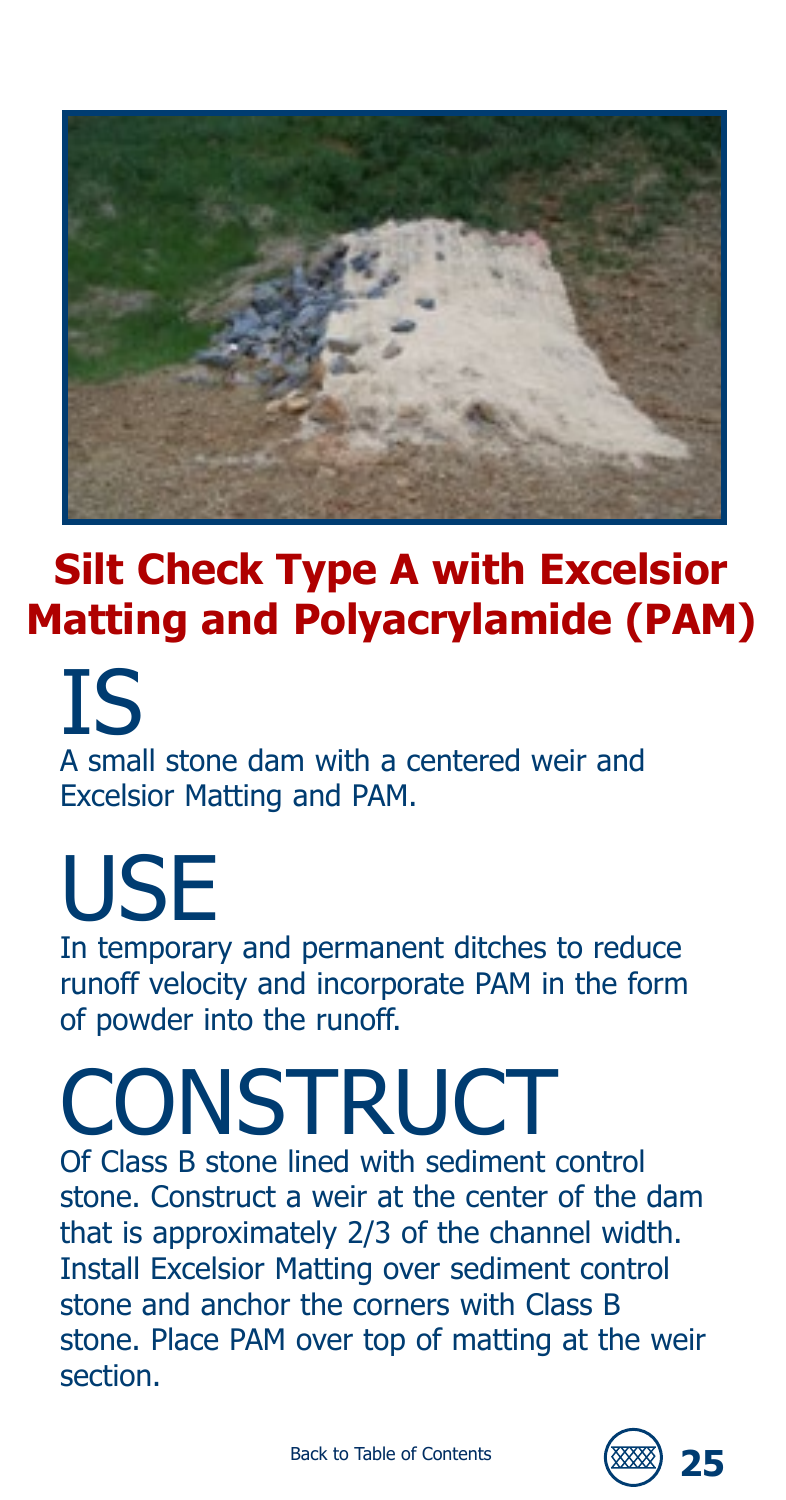## Silt Check Type A with Excelsior Matting and Polyacrylamide (PAM)

# IS

A small stone dam with a centered weir and Excelsior Matting and PAM.

# USE

In temporary and permanent ditches to reduce runoff velocity and incorporate PAM in the form of powder into the runoff.

# CONSTRUCT

Of Class B stone lined with sediment control stone. Construct a weir at the center of the dam that is approximately 2/3 of the channel width. Install Excelsior Matting over sediment control stone and anchor the corners with Class B stone. Place PAM over top of matting at the weir section.

Back to Table of Contents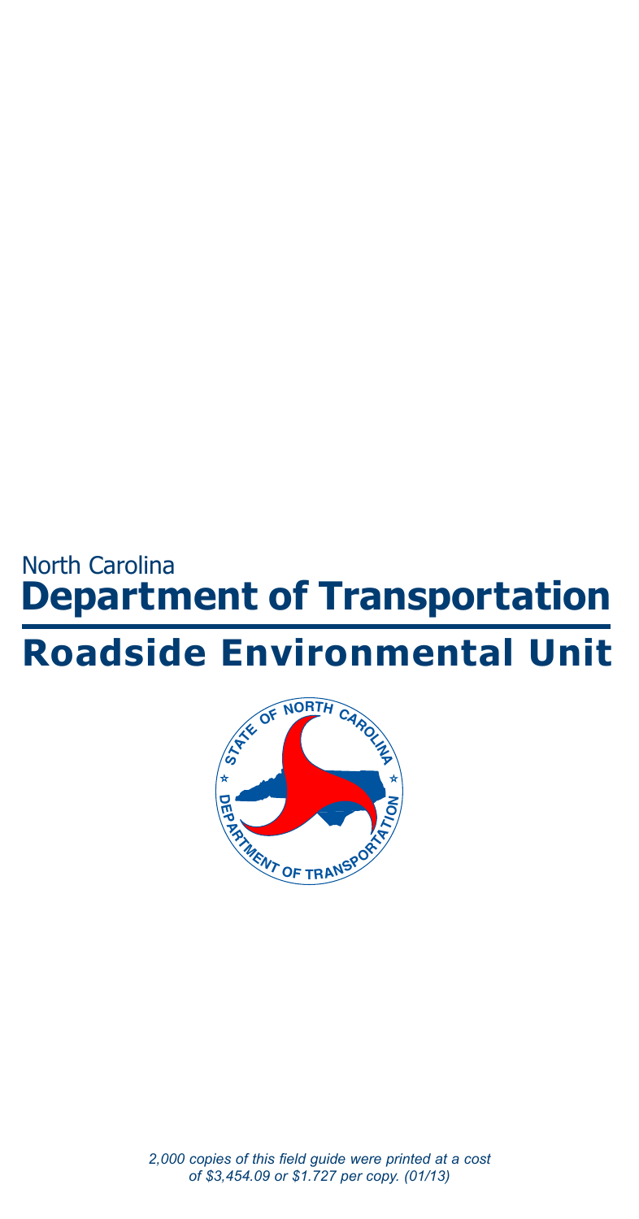North Carolina

# Department of Transportation

# Roadside Environmental Unit

*2,000 copies of this field guide were printed at a cost of $3,454.09 or $1.727 per copy. (01/13)*